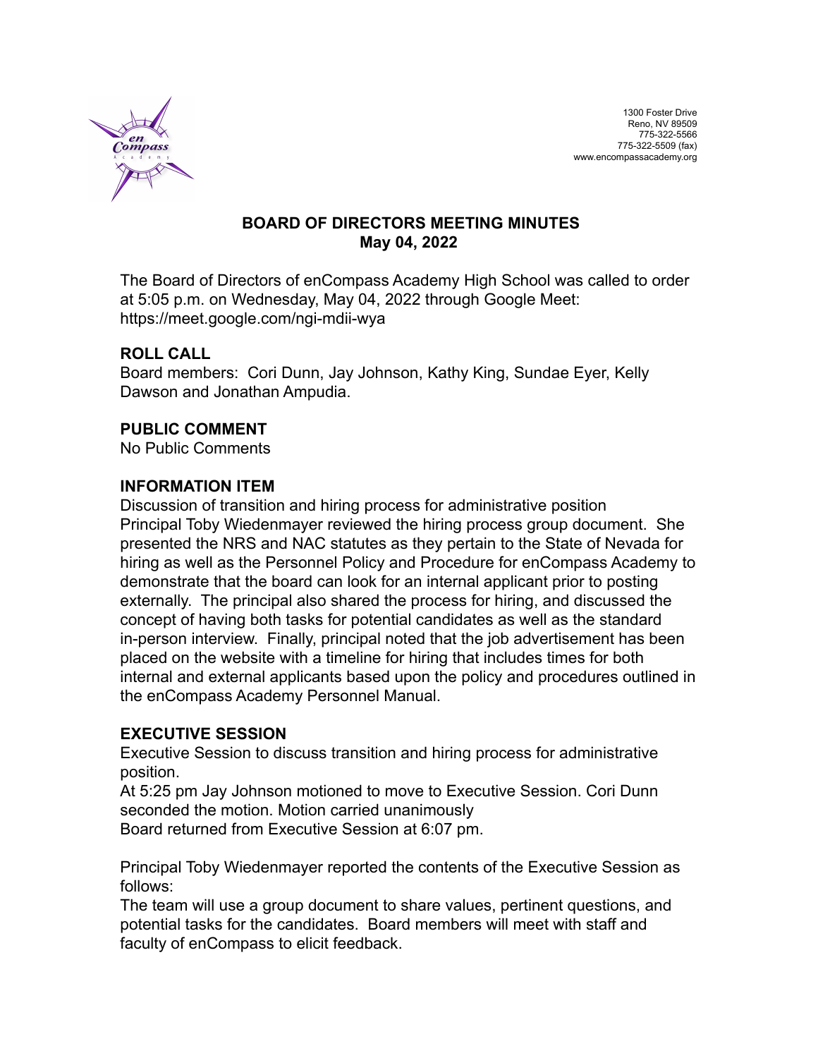1300 Foster Drive
Reno, NV 89509
775-322-5566
775-322-5509 (fax)
www.encompassacademy.org

# BOARD OF DIRECTORS MEETING MINUTES
## May 04, 2022

The Board of Directors of enCompass Academy High School was called to order at 5:05 p.m. on Wednesday, May 04, 2022 through Google Meet: https://meet.google.com/ngi-mdii-wya

### ROLL CALL

Board members: Cori Dunn, Jay Johnson, Kathy King, Sundae Eyer, Kelly Dawson and Jonathan Ampudia.

### PUBLIC COMMENT

No Public Comments

### INFORMATION ITEM

Discussion of transition and hiring process for administrative position
Principal Toby Wiedenmayer reviewed the hiring process group document. She presented the NRS and NAC statutes as they pertain to the State of Nevada for hiring as well as the Personnel Policy and Procedure for enCompass Academy to demonstrate that the board can look for an internal applicant prior to posting externally. The principal also shared the process for hiring, and discussed the concept of having both tasks for potential candidates as well as the standard in-person interview. Finally, principal noted that the job advertisement has been placed on the website with a timeline for hiring that includes times for both internal and external applicants based upon the policy and procedures outlined in the enCompass Academy Personnel Manual.

### EXECUTIVE SESSION

Executive Session to discuss transition and hiring process for administrative position.
At 5:25 pm Jay Johnson motioned to move to Executive Session. Cori Dunn seconded the motion. Motion carried unanimously
Board returned from Executive Session at 6:07 pm.

Principal Toby Wiedenmayer reported the contents of the Executive Session as follows:
The team will use a group document to share values, pertinent questions, and potential tasks for the candidates. Board members will meet with staff and faculty of enCompass to elicit feedback.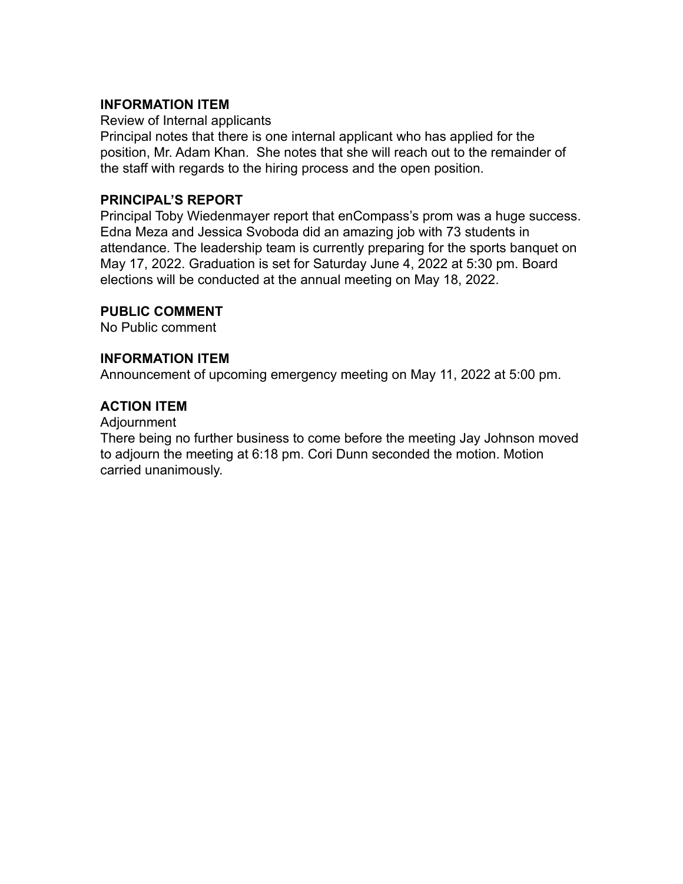**INFORMATION ITEM**

Review of Internal applicants

Principal notes that there is one internal applicant who has applied for the position, Mr. Adam Khan. She notes that she will reach out to the remainder of the staff with regards to the hiring process and the open position.

**PRINCIPAL'S REPORT**

Principal Toby Wiedenmayer report that enCompass's prom was a huge success. Edna Meza and Jessica Svoboda did an amazing job with 73 students in attendance. The leadership team is currently preparing for the sports banquet on May 17, 2022. Graduation is set for Saturday June 4, 2022 at 5:30 pm. Board elections will be conducted at the annual meeting on May 18, 2022.

**PUBLIC COMMENT**

No Public comment

**INFORMATION ITEM**

Announcement of upcoming emergency meeting on May 11, 2022 at 5:00 pm.

**ACTION ITEM**

Adjournment

There being no further business to come before the meeting Jay Johnson moved to adjourn the meeting at 6:18 pm. Cori Dunn seconded the motion. Motion carried unanimously.